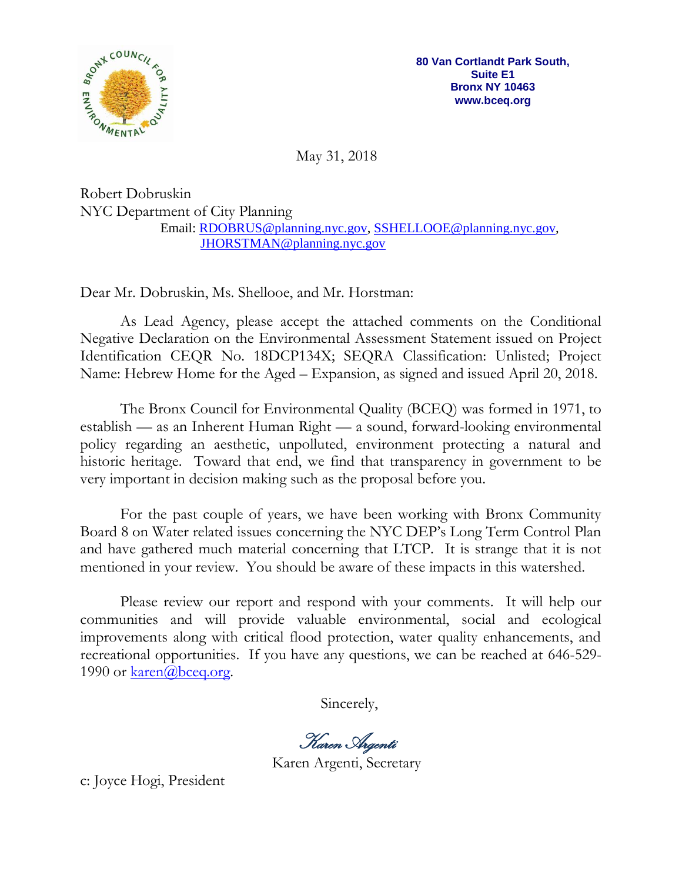80 Van Cortlandt Park South,
Suite E1
Bronx NY 10463
www.bceq.org

May 31, 2018

Robert Dobruskin
NYC Department of City Planning
Email: RDOBRUS@planning.nyc.gov, SSHELLOOE@planning.nyc.gov, JHORSTMAN@planning.nyc.gov

Dear Mr. Dobruskin, Ms. Shellooe, and Mr. Horstman:

As Lead Agency, please accept the attached comments on the Conditional Negative Declaration on the Environmental Assessment Statement issued on Project Identification CEQR No. 18DCP134X; SEQRA Classification: Unlisted; Project Name: Hebrew Home for the Aged – Expansion, as signed and issued April 20, 2018.

The Bronx Council for Environmental Quality (BCEQ) was formed in 1971, to establish — as an Inherent Human Right — a sound, forward-looking environmental policy regarding an aesthetic, unpolluted, environment protecting a natural and historic heritage. Toward that end, we find that transparency in government to be very important in decision making such as the proposal before you.

For the past couple of years, we have been working with Bronx Community Board 8 on Water related issues concerning the NYC DEP's Long Term Control Plan and have gathered much material concerning that LTCP. It is strange that it is not mentioned in your review. You should be aware of these impacts in this watershed.

Please review our report and respond with your comments. It will help our communities and will provide valuable environmental, social and ecological improvements along with critical flood protection, water quality enhancements, and recreational opportunities. If you have any questions, we can be reached at 646-529-1990 or karen@bceq.org.

Sincerely,

*Karen Argenti*
Karen Argenti, Secretary

c: Joyce Hogi, President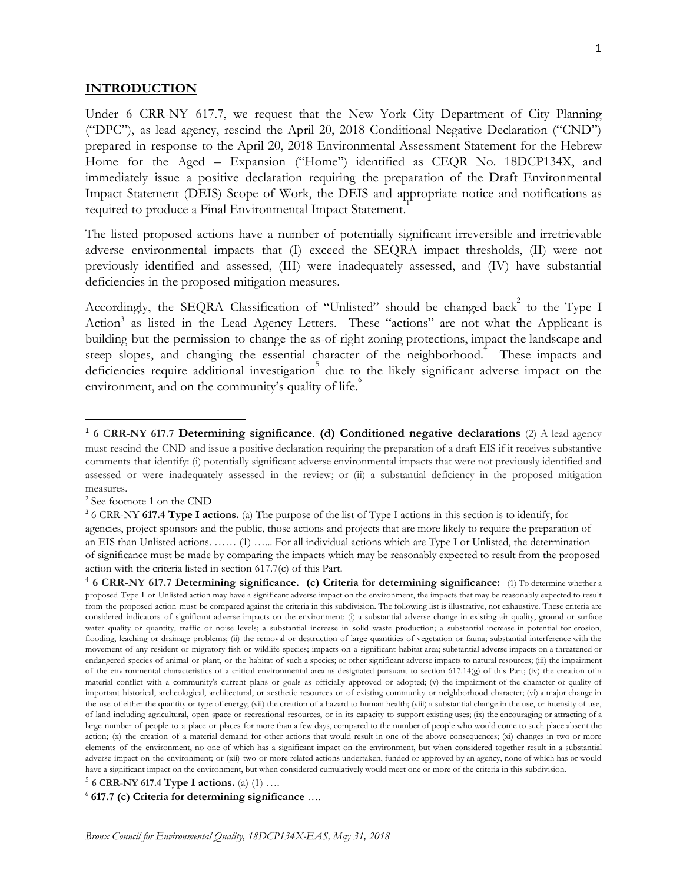## INTRODUCTION

Under 6 CRR-NY 617.7, we request that the New York City Department of City Planning ("DPC"), as lead agency, rescind the April 20, 2018 Conditional Negative Declaration ("CND") prepared in response to the April 20, 2018 Environmental Assessment Statement for the Hebrew Home for the Aged – Expansion ("Home") identified as CEQR No. 18DCP134X, and immediately issue a positive declaration requiring the preparation of the Draft Environmental Impact Statement (DEIS) Scope of Work, the DEIS and appropriate notice and notifications as required to produce a Final Environmental Impact Statement.[1]

The listed proposed actions have a number of potentially significant irreversible and irretrievable adverse environmental impacts that (I) exceed the SEQRA impact thresholds, (II) were not previously identified and assessed, (III) were inadequately assessed, and (IV) have substantial deficiencies in the proposed mitigation measures.

Accordingly, the SEQRA Classification of "Unlisted" should be changed back[2] to the Type I Action[3] as listed in the Lead Agency Letters. These "actions" are not what the Applicant is building but the permission to change the as-of-right zoning protections, impact the landscape and steep slopes, and changing the essential character of the neighborhood.[4] These impacts and deficiencies require additional investigation[5] due to the likely significant adverse impact on the environment, and on the community's quality of life.[6]

---

[1] **6 CRR-NY 617.7 Determining significance**. **(d) Conditioned negative declarations** (2) A lead agency must rescind the CND and issue a positive declaration requiring the preparation of a draft EIS if it receives substantive comments that identify: (i) potentially significant adverse environmental impacts that were not previously identified and assessed or were inadequately assessed in the review; or (ii) a substantial deficiency in the proposed mitigation measures.

[2] See footnote 1 on the CND

[3] 6 CRR-NY **617.4 Type I actions.** (a) The purpose of the list of Type I actions in this section is to identify, for agencies, project sponsors and the public, those actions and projects that are more likely to require the preparation of an EIS than Unlisted actions. …… (1) ….. For all individual actions which are Type I or Unlisted, the determination of significance must be made by comparing the impacts which may be reasonably expected to result from the proposed action with the criteria listed in section 617.7(c) of this Part.

[4] **6 CRR-NY 617.7 Determining significance. (c) Criteria for determining significance:** (1) To determine whether a proposed Type I or Unlisted action may have a significant adverse impact on the environment, the impacts that may be reasonably expected to result from the proposed action must be compared against the criteria in this subdivision. The following list is illustrative, not exhaustive. These criteria are considered indicators of significant adverse impacts on the environment: (i) a substantial adverse change in existing air quality, ground or surface water quality or quantity, traffic or noise levels; a substantial increase in solid waste production; a substantial increase in potential for erosion, flooding, leaching or drainage problems; (ii) the removal or destruction of large quantities of vegetation or fauna; substantial interference with the movement of any resident or migratory fish or wildlife species; impacts on a significant habitat area; substantial adverse impacts on a threatened or endangered species of animal or plant, or the habitat of such a species; or other significant adverse impacts to natural resources; (iii) the impairment of the environmental characteristics of a critical environmental area as designated pursuant to section 617.14(g) of this Part; (iv) the creation of a material conflict with a community's current plans or goals as officially approved or adopted; (v) the impairment of the character or quality of important historical, archeological, architectural, or aesthetic resources or of existing community or neighborhood character; (vi) a major change in the use of either the quantity or type of energy; (vii) the creation of a hazard to human health; (viii) a substantial change in the use, or intensity of use, of land including agricultural, open space or recreational resources, or in its capacity to support existing uses; (ix) the encouraging or attracting of a large number of people to a place or places for more than a few days, compared to the number of people who would come to such place absent the action; (x) the creation of a material demand for other actions that would result in one of the above consequences; (xi) changes in two or more elements of the environment, no one of which has a significant impact on the environment, but when considered together result in a substantial adverse impact on the environment; or (xii) two or more related actions undertaken, funded or approved by an agency, none of which has or would have a significant impact on the environment, but when considered cumulatively would meet one or more of the criteria in this subdivision.

[5] **6 CRR-NY 617.4 Type I actions.** (a) (1) ….

[6] **617.7 (c) Criteria for determining significance** ….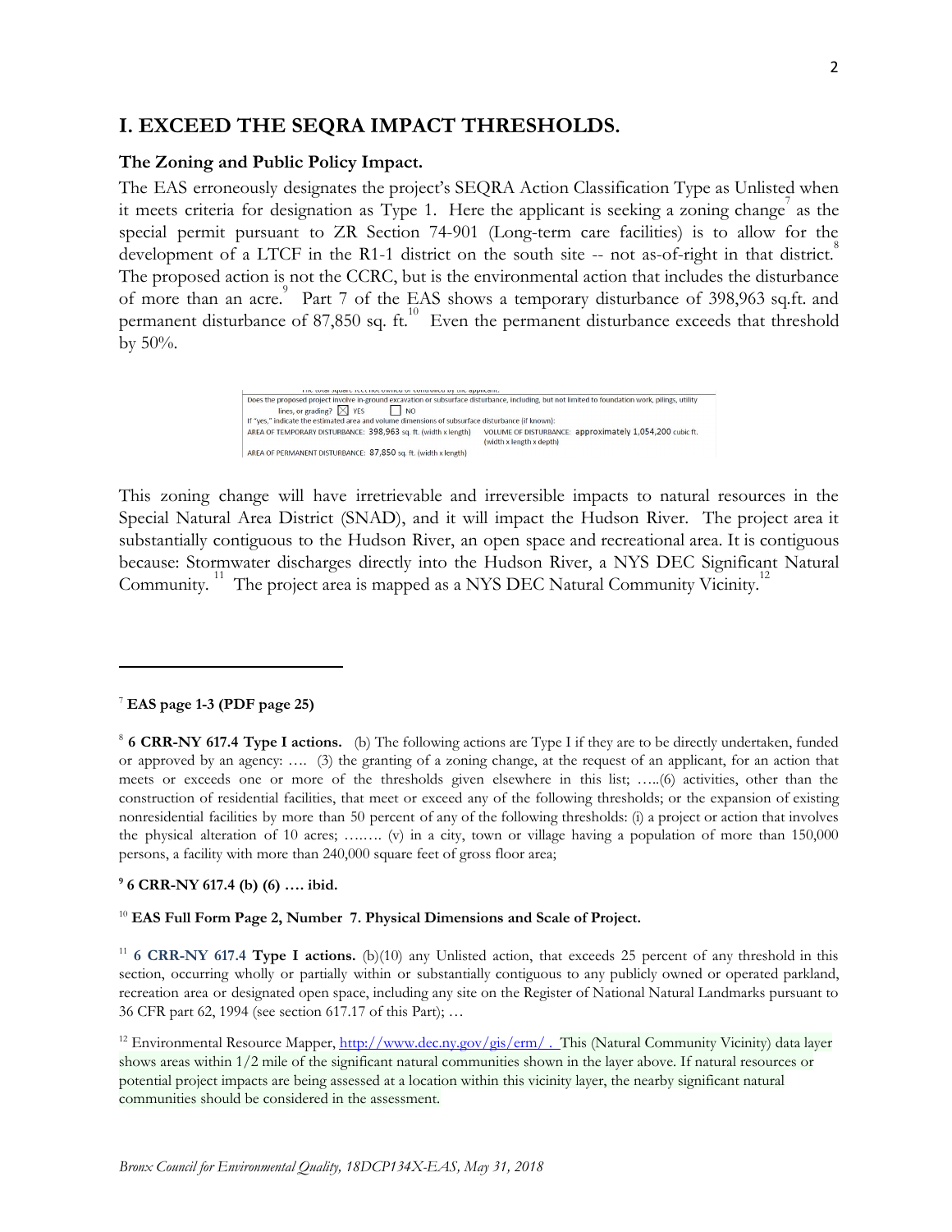## I. EXCEED THE SEQRA IMPACT THRESHOLDS.

### The Zoning and Public Policy Impact.

The EAS erroneously designates the project's SEQRA Action Classification Type as Unlisted when it meets criteria for designation as Type 1. Here the applicant is seeking a zoning change[7] as the special permit pursuant to ZR Section 74-901 (Long-term care facilities) is to allow for the development of a LTCF in the R1-1 district on the south site -- not as-of-right in that district.[8] The proposed action is not the CCRC, but is the environmental action that includes the disturbance of more than an acre.[9] Part 7 of the EAS shows a temporary disturbance of 398,963 sq.ft. and permanent disturbance of 87,850 sq. ft.[10] Even the permanent disturbance exceeds that threshold by 50%.

Does the proposed project involve in-ground excavation or subsurface disturbance, including, but not limited to foundation work, pilings, utility lines, or grading? ☒ YES ☐ NO
If "yes," indicate the estimated area and volume dimensions of subsurface disturbance (if known):
AREA OF TEMPORARY DISTURBANCE: 398,963 sq. ft. (width x length) VOLUME OF DISTURBANCE: approximately 1,054,200 cubic ft. (width x length x depth)
AREA OF PERMANENT DISTURBANCE: 87,850 sq. ft. (width x length)

This zoning change will have irretrievable and irreversible impacts to natural resources in the Special Natural Area District (SNAD), and it will impact the Hudson River. The project area it substantially contiguous to the Hudson River, an open space and recreational area. It is contiguous because: Stormwater discharges directly into the Hudson River, a NYS DEC Significant Natural Community.[11] The project area is mapped as a NYS DEC Natural Community Vicinity.[12]

---

[7] **EAS page 1-3 (PDF page 25)**

[8] **6 CRR-NY 617.4 Type I actions.** (b) The following actions are Type I if they are to be directly undertaken, funded or approved by an agency: …. (3) the granting of a zoning change, at the request of an applicant, for an action that meets or exceeds one or more of the thresholds given elsewhere in this list; …..(6) activities, other than the construction of residential facilities, that meet or exceed any of the following thresholds; or the expansion of existing nonresidential facilities by more than 50 percent of any of the following thresholds: (i) a project or action that involves the physical alteration of 10 acres; …..… (v) in a city, town or village having a population of more than 150,000 persons, a facility with more than 240,000 square feet of gross floor area;

[9] **6 CRR-NY 617.4 (b) (6) …. ibid.**

[10] **EAS Full Form Page 2, Number 7. Physical Dimensions and Scale of Project.**

[11] **6 CRR-NY 617.4 Type I actions.** (b)(10) any Unlisted action, that exceeds 25 percent of any threshold in this section, occurring wholly or partially within or substantially contiguous to any publicly owned or operated parkland, recreation area or designated open space, including any site on the Register of National Natural Landmarks pursuant to 36 CFR part 62, 1994 (see section 617.17 of this Part); …

[12] Environmental Resource Mapper, http://www.dec.ny.gov/gis/erm/ . This (Natural Community Vicinity) data layer shows areas within 1/2 mile of the significant natural communities shown in the layer above. If natural resources or potential project impacts are being assessed at a location within this vicinity layer, the nearby significant natural communities should be considered in the assessment.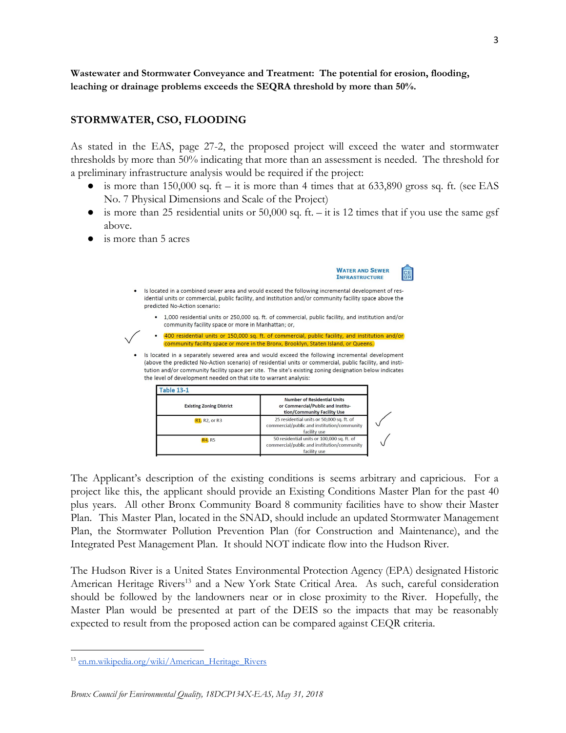**Wastewater and Stormwater Conveyance and Treatment: The potential for erosion, flooding, leaching or drainage problems exceeds the SEQRA threshold by more than 50%.**

## STORMWATER, CSO, FLOODING

As stated in the EAS, page 27-2, the proposed project will exceed the water and stormwater thresholds by more than 50% indicating that more than an assessment is needed. The threshold for a preliminary infrastructure analysis would be required if the project:

- is more than 150,000 sq. ft – it is more than 4 times that at 633,890 gross sq. ft. (see EAS No. 7 Physical Dimensions and Scale of the Project)
- is more than 25 residential units or 50,000 sq. ft. – it is 12 times that if you use the same gsf above.
- is more than 5 acres

WATER AND SEWER INFRASTRUCTURE

- Is located in a combined sewer area and would exceed the following incremental development of residential units or commercial, public facility, and institution and/or community facility space above the predicted No-Action scenario:
  - 1,000 residential units or 250,000 sq. ft. of commercial, public facility, and institution and/or community facility space or more in Manhattan; or,
  - ✓ 400 residential units or 150,000 sq. ft. of commercial, public facility, and institution and/or community facility space or more in the Bronx, Brooklyn, Staten Island, or Queens.
- Is located in a separately sewered area and would exceed the following incremental development (above the predicted No-Action scenario) of residential units or commercial, public facility, and institution and/or community facility space per site. The site's existing zoning designation below indicates the level of development needed on that site to warrant analysis:

**Table 13-1**

| Existing Zoning District | Number of Residential Units or Commercial/Public and Institution/Community Facility Use |
|---|---|
| R1, R2, or R3 | 25 residential units or 50,000 sq. ft. of commercial/public and institution/community facility use ✓ |
| R4, R5 | 50 residential units or 100,000 sq. ft. of commercial/public and institution/community facility use ✓ |

The Applicant's description of the existing conditions is seems arbitrary and capricious. For a project like this, the applicant should provide an Existing Conditions Master Plan for the past 40 plus years. All other Bronx Community Board 8 community facilities have to show their Master Plan. This Master Plan, located in the SNAD, should include an updated Stormwater Management Plan, the Stormwater Pollution Prevention Plan (for Construction and Maintenance), and the Integrated Pest Management Plan. It should NOT indicate flow into the Hudson River.

The Hudson River is a United States Environmental Protection Agency (EPA) designated Historic American Heritage Rivers[13] and a New York State Critical Area. As such, careful consideration should be followed by the landowners near or in close proximity to the River. Hopefully, the Master Plan would be presented at part of the DEIS so the impacts that may be reasonably expected to result from the proposed action can be compared against CEQR criteria.

---

[13] en.m.wikipedia.org/wiki/American_Heritage_Rivers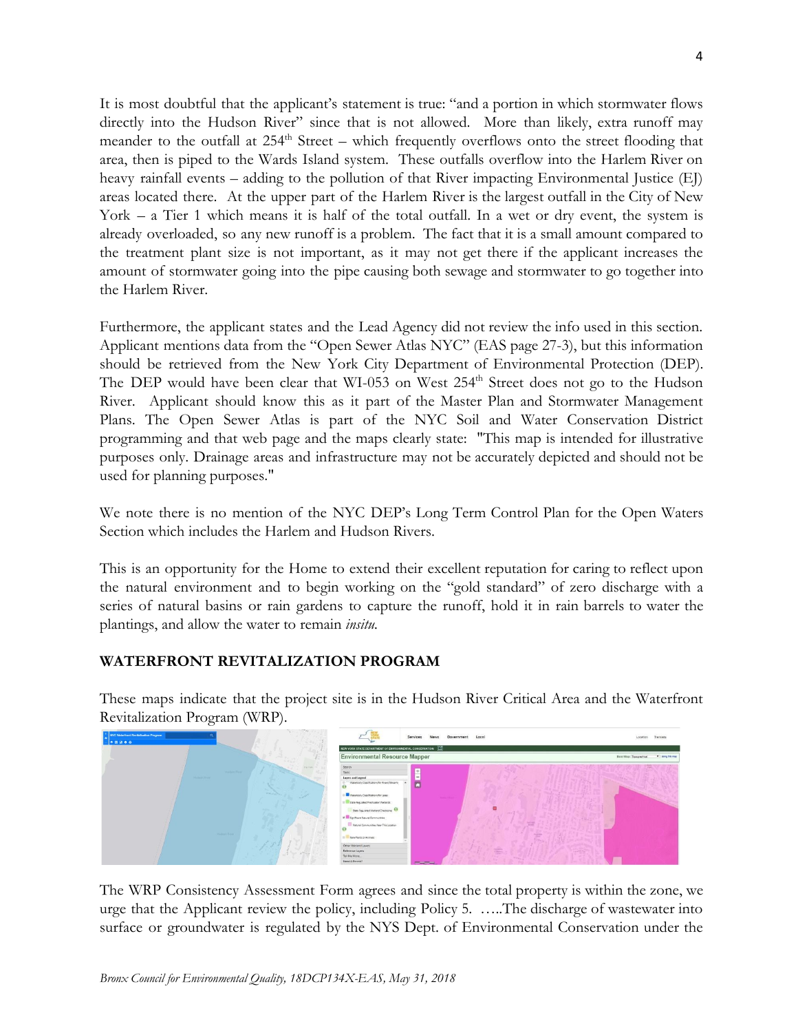It is most doubtful that the applicant's statement is true: "and a portion in which stormwater flows directly into the Hudson River" since that is not allowed. More than likely, extra runoff may meander to the outfall at 254th Street – which frequently overflows onto the street flooding that area, then is piped to the Wards Island system. These outfalls overflow into the Harlem River on heavy rainfall events – adding to the pollution of that River impacting Environmental Justice (EJ) areas located there. At the upper part of the Harlem River is the largest outfall in the City of New York – a Tier 1 which means it is half of the total outfall. In a wet or dry event, the system is already overloaded, so any new runoff is a problem. The fact that it is a small amount compared to the treatment plant size is not important, as it may not get there if the applicant increases the amount of stormwater going into the pipe causing both sewage and stormwater to go together into the Harlem River.

Furthermore, the applicant states and the Lead Agency did not review the info used in this section. Applicant mentions data from the "Open Sewer Atlas NYC" (EAS page 27-3), but this information should be retrieved from the New York City Department of Environmental Protection (DEP). The DEP would have been clear that WI-053 on West 254th Street does not go to the Hudson River. Applicant should know this as it part of the Master Plan and Stormwater Management Plans. The Open Sewer Atlas is part of the NYC Soil and Water Conservation District programming and that web page and the maps clearly state: "This map is intended for illustrative purposes only. Drainage areas and infrastructure may not be accurately depicted and should not be used for planning purposes."

We note there is no mention of the NYC DEP's Long Term Control Plan for the Open Waters Section which includes the Harlem and Hudson Rivers.

This is an opportunity for the Home to extend their excellent reputation for caring to reflect upon the natural environment and to begin working on the "gold standard" of zero discharge with a series of natural basins or rain gardens to capture the runoff, hold it in rain barrels to water the plantings, and allow the water to remain *insitu.*

## WATERFRONT REVITALIZATION PROGRAM

These maps indicate that the project site is in the Hudson River Critical Area and the Waterfront Revitalization Program (WRP).

The WRP Consistency Assessment Form agrees and since the total property is within the zone, we urge that the Applicant review the policy, including Policy 5. …..The discharge of wastewater into surface or groundwater is regulated by the NYS Dept. of Environmental Conservation under the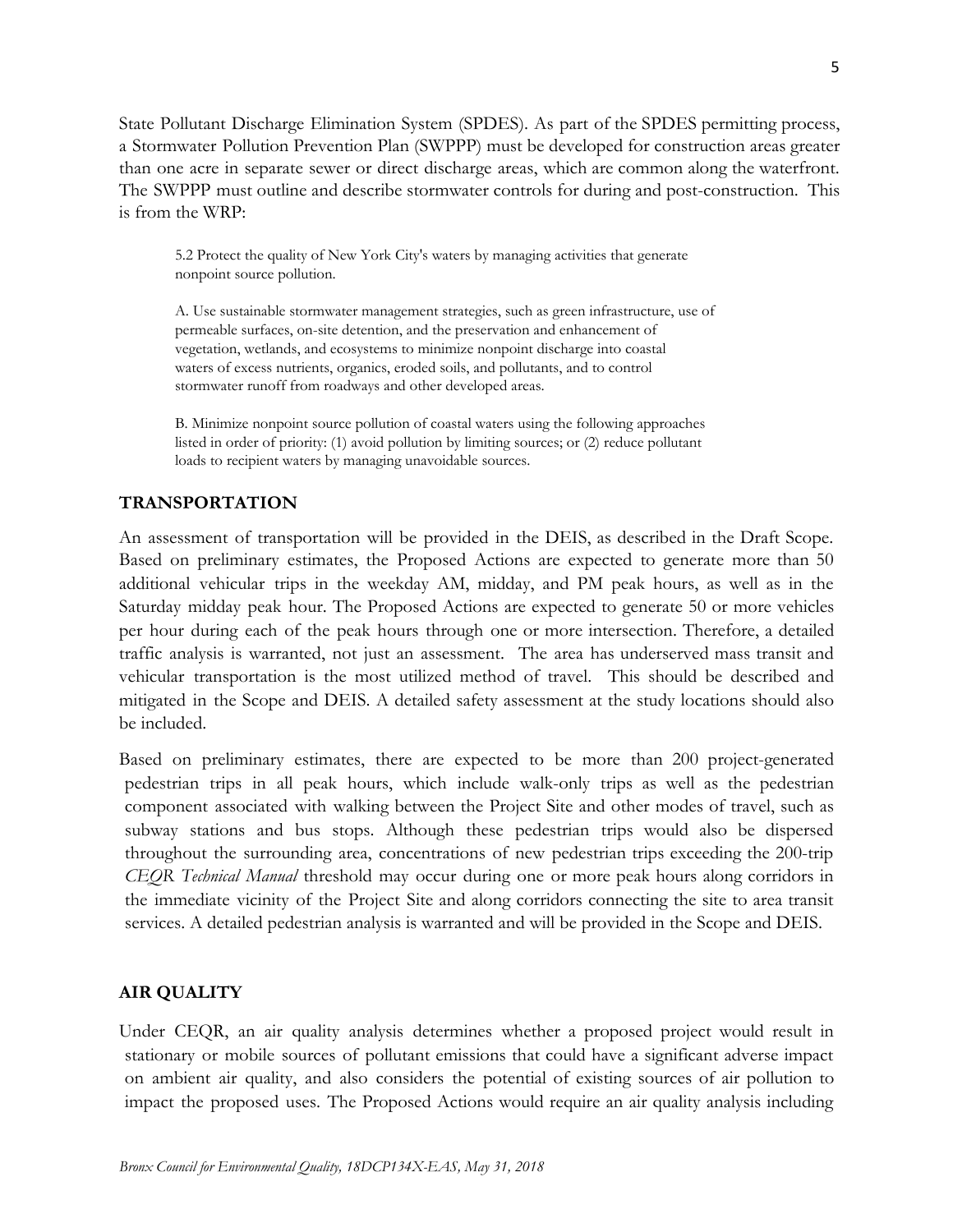State Pollutant Discharge Elimination System (SPDES). As part of the SPDES permitting process, a Stormwater Pollution Prevention Plan (SWPPP) must be developed for construction areas greater than one acre in separate sewer or direct discharge areas, which are common along the waterfront. The SWPPP must outline and describe stormwater controls for during and post-construction. This is from the WRP:

> 5.2 Protect the quality of New York City's waters by managing activities that generate nonpoint source pollution.
>
> A. Use sustainable stormwater management strategies, such as green infrastructure, use of permeable surfaces, on-site detention, and the preservation and enhancement of vegetation, wetlands, and ecosystems to minimize nonpoint discharge into coastal waters of excess nutrients, organics, eroded soils, and pollutants, and to control stormwater runoff from roadways and other developed areas.
>
> B. Minimize nonpoint source pollution of coastal waters using the following approaches listed in order of priority: (1) avoid pollution by limiting sources; or (2) reduce pollutant loads to recipient waters by managing unavoidable sources.

## TRANSPORTATION

An assessment of transportation will be provided in the DEIS, as described in the Draft Scope. Based on preliminary estimates, the Proposed Actions are expected to generate more than 50 additional vehicular trips in the weekday AM, midday, and PM peak hours, as well as in the Saturday midday peak hour. The Proposed Actions are expected to generate 50 or more vehicles per hour during each of the peak hours through one or more intersection. Therefore, a detailed traffic analysis is warranted, not just an assessment. The area has underserved mass transit and vehicular transportation is the most utilized method of travel. This should be described and mitigated in the Scope and DEIS. A detailed safety assessment at the study locations should also be included.

Based on preliminary estimates, there are expected to be more than 200 project-generated pedestrian trips in all peak hours, which include walk-only trips as well as the pedestrian component associated with walking between the Project Site and other modes of travel, such as subway stations and bus stops. Although these pedestrian trips would also be dispersed throughout the surrounding area, concentrations of new pedestrian trips exceeding the 200-trip *CEQR Technical Manual* threshold may occur during one or more peak hours along corridors in the immediate vicinity of the Project Site and along corridors connecting the site to area transit services. A detailed pedestrian analysis is warranted and will be provided in the Scope and DEIS.

## AIR QUALITY

Under CEQR, an air quality analysis determines whether a proposed project would result in stationary or mobile sources of pollutant emissions that could have a significant adverse impact on ambient air quality, and also considers the potential of existing sources of air pollution to impact the proposed uses. The Proposed Actions would require an air quality analysis including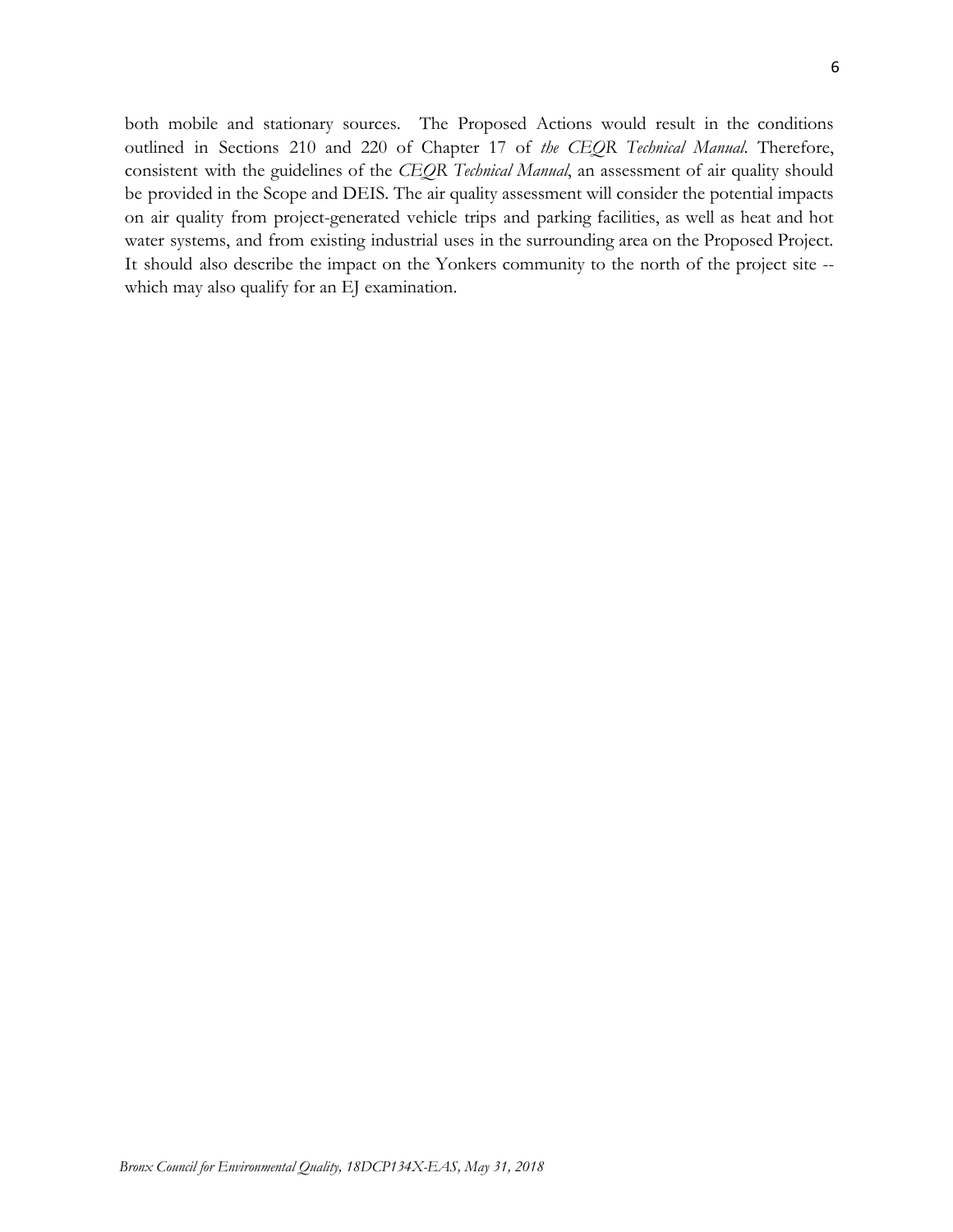both mobile and stationary sources. The Proposed Actions would result in the conditions outlined in Sections 210 and 220 of Chapter 17 of *the CEQR Technical Manual*. Therefore, consistent with the guidelines of the *CEQR Technical Manual*, an assessment of air quality should be provided in the Scope and DEIS. The air quality assessment will consider the potential impacts on air quality from project-generated vehicle trips and parking facilities, as well as heat and hot water systems, and from existing industrial uses in the surrounding area on the Proposed Project. It should also describe the impact on the Yonkers community to the north of the project site -- which may also qualify for an EJ examination.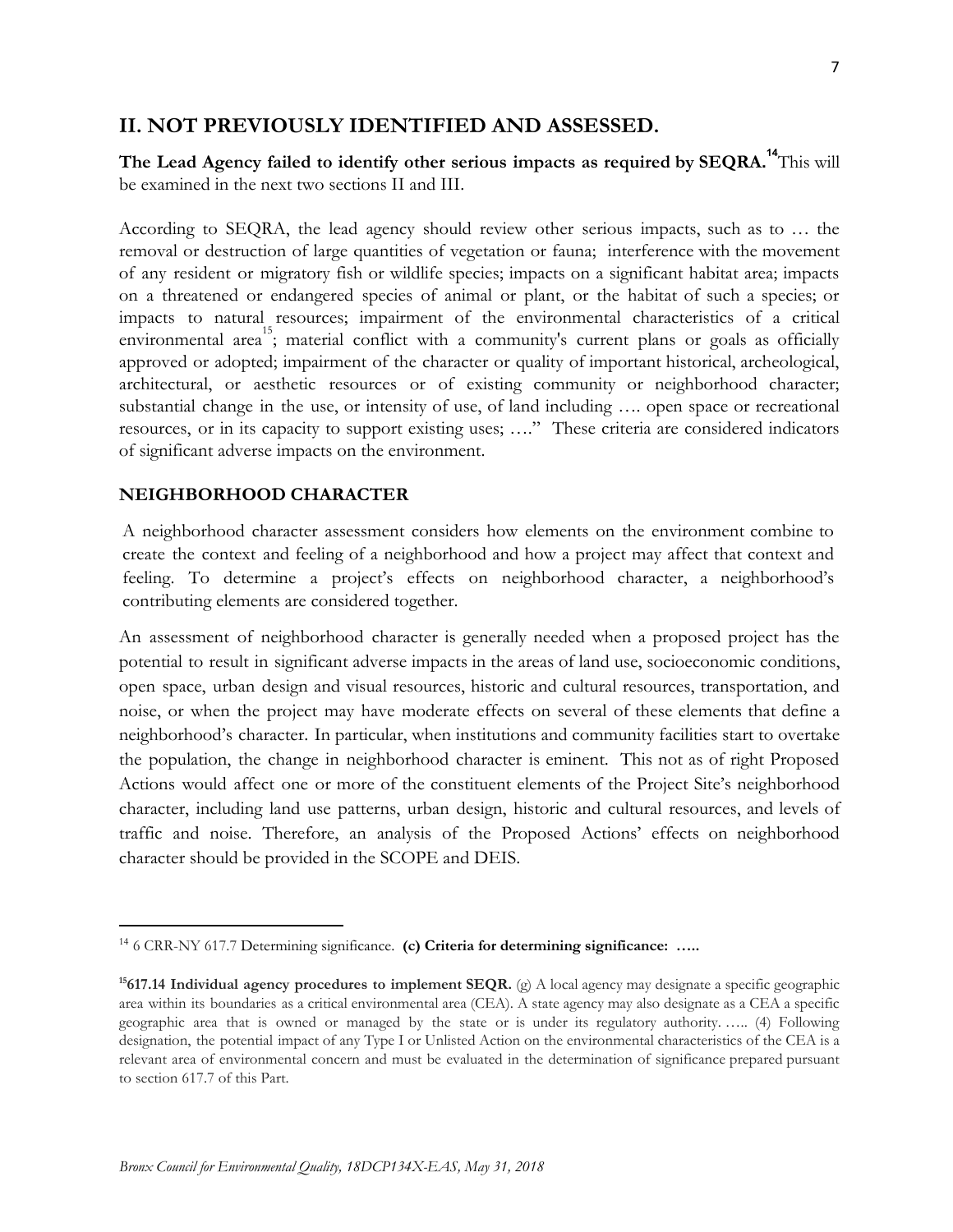## II. NOT PREVIOUSLY IDENTIFIED AND ASSESSED.

**The Lead Agency failed to identify other serious impacts as required by SEQRA.**[14] This will be examined in the next two sections II and III.

According to SEQRA, the lead agency should review other serious impacts, such as to … the removal or destruction of large quantities of vegetation or fauna; interference with the movement of any resident or migratory fish or wildlife species; impacts on a significant habitat area; impacts on a threatened or endangered species of animal or plant, or the habitat of such a species; or impacts to natural resources; impairment of the environmental characteristics of a critical environmental area[15]; material conflict with a community's current plans or goals as officially approved or adopted; impairment of the character or quality of important historical, archeological, architectural, or aesthetic resources or of existing community or neighborhood character; substantial change in the use, or intensity of use, of land including …. open space or recreational resources, or in its capacity to support existing uses; …." These criteria are considered indicators of significant adverse impacts on the environment.

### NEIGHBORHOOD CHARACTER

A neighborhood character assessment considers how elements on the environment combine to create the context and feeling of a neighborhood and how a project may affect that context and feeling. To determine a project's effects on neighborhood character, a neighborhood's contributing elements are considered together.

An assessment of neighborhood character is generally needed when a proposed project has the potential to result in significant adverse impacts in the areas of land use, socioeconomic conditions, open space, urban design and visual resources, historic and cultural resources, transportation, and noise, or when the project may have moderate effects on several of these elements that define a neighborhood's character. In particular, when institutions and community facilities start to overtake the population, the change in neighborhood character is eminent. This not as of right Proposed Actions would affect one or more of the constituent elements of the Project Site's neighborhood character, including land use patterns, urban design, historic and cultural resources, and levels of traffic and noise. Therefore, an analysis of the Proposed Actions' effects on neighborhood character should be provided in the SCOPE and DEIS.

---

[14] 6 CRR-NY 617.7 Determining significance. **(c) Criteria for determining significance: …..**

[15] **617.14 Individual agency procedures to implement SEQR.** (g) A local agency may designate a specific geographic area within its boundaries as a critical environmental area (CEA). A state agency may also designate as a CEA a specific geographic area that is owned or managed by the state or is under its regulatory authority. ….. (4) Following designation, the potential impact of any Type I or Unlisted Action on the environmental characteristics of the CEA is a relevant area of environmental concern and must be evaluated in the determination of significance prepared pursuant to section 617.7 of this Part.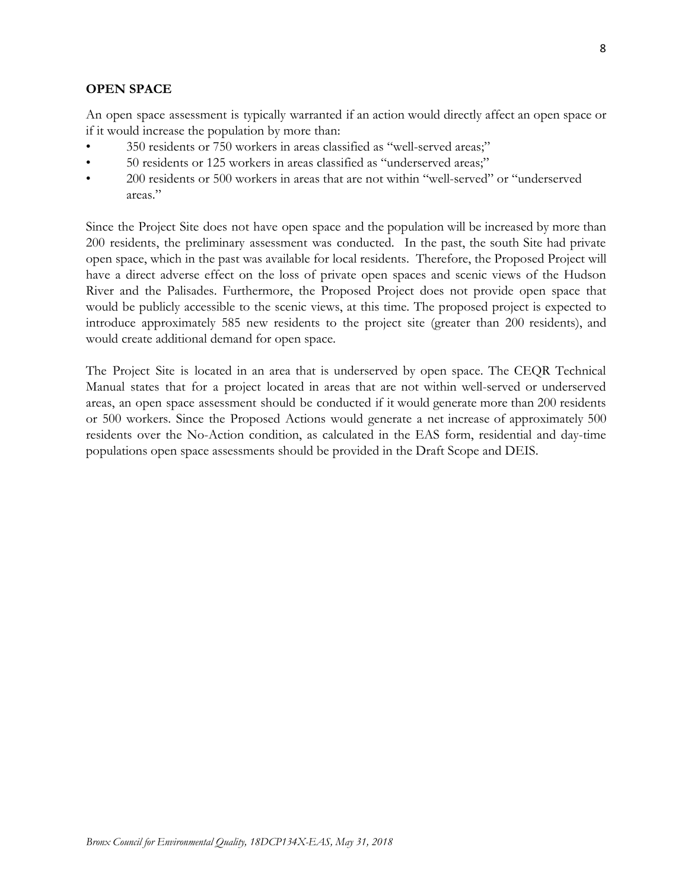**OPEN SPACE**

An open space assessment is typically warranted if an action would directly affect an open space or if it would increase the population by more than:

- 350 residents or 750 workers in areas classified as "well-served areas;"
- 50 residents or 125 workers in areas classified as "underserved areas;"
- 200 residents or 500 workers in areas that are not within "well-served" or "underserved areas."

Since the Project Site does not have open space and the population will be increased by more than 200 residents, the preliminary assessment was conducted. In the past, the south Site had private open space, which in the past was available for local residents. Therefore, the Proposed Project will have a direct adverse effect on the loss of private open spaces and scenic views of the Hudson River and the Palisades. Furthermore, the Proposed Project does not provide open space that would be publicly accessible to the scenic views, at this time. The proposed project is expected to introduce approximately 585 new residents to the project site (greater than 200 residents), and would create additional demand for open space.

The Project Site is located in an area that is underserved by open space. The CEQR Technical Manual states that for a project located in areas that are not within well-served or underserved areas, an open space assessment should be conducted if it would generate more than 200 residents or 500 workers. Since the Proposed Actions would generate a net increase of approximately 500 residents over the No-Action condition, as calculated in the EAS form, residential and day-time populations open space assessments should be provided in the Draft Scope and DEIS.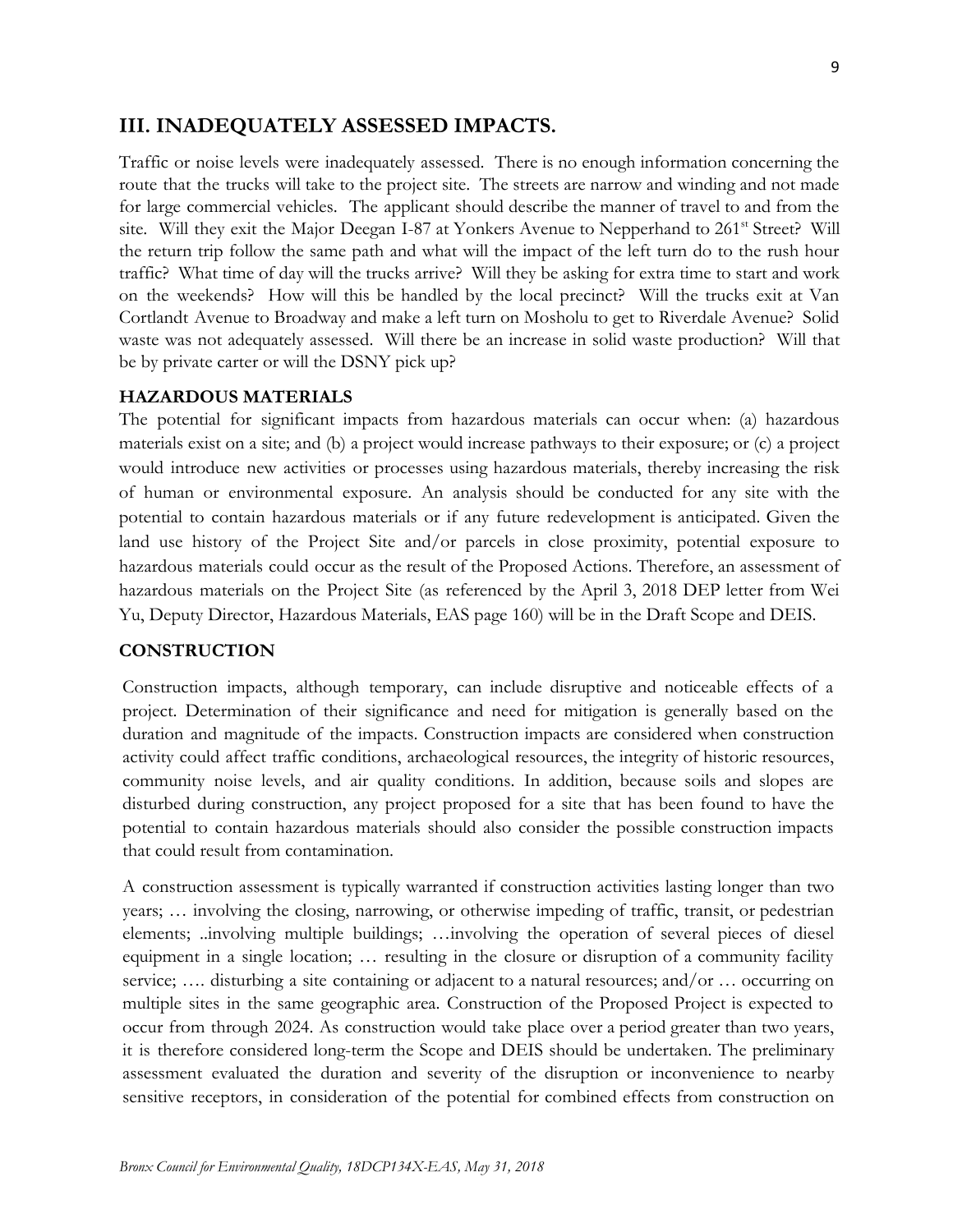## III. INADEQUATELY ASSESSED IMPACTS.

Traffic or noise levels were inadequately assessed. There is no enough information concerning the route that the trucks will take to the project site. The streets are narrow and winding and not made for large commercial vehicles. The applicant should describe the manner of travel to and from the site. Will they exit the Major Deegan I-87 at Yonkers Avenue to Nepperhand to 261st Street? Will the return trip follow the same path and what will the impact of the left turn do to the rush hour traffic? What time of day will the trucks arrive? Will they be asking for extra time to start and work on the weekends? How will this be handled by the local precinct? Will the trucks exit at Van Cortlandt Avenue to Broadway and make a left turn on Mosholu to get to Riverdale Avenue? Solid waste was not adequately assessed. Will there be an increase in solid waste production? Will that be by private carter or will the DSNY pick up?

### HAZARDOUS MATERIALS

The potential for significant impacts from hazardous materials can occur when: (a) hazardous materials exist on a site; and (b) a project would increase pathways to their exposure; or (c) a project would introduce new activities or processes using hazardous materials, thereby increasing the risk of human or environmental exposure. An analysis should be conducted for any site with the potential to contain hazardous materials or if any future redevelopment is anticipated. Given the land use history of the Project Site and/or parcels in close proximity, potential exposure to hazardous materials could occur as the result of the Proposed Actions. Therefore, an assessment of hazardous materials on the Project Site (as referenced by the April 3, 2018 DEP letter from Wei Yu, Deputy Director, Hazardous Materials, EAS page 160) will be in the Draft Scope and DEIS.

### CONSTRUCTION

Construction impacts, although temporary, can include disruptive and noticeable effects of a project. Determination of their significance and need for mitigation is generally based on the duration and magnitude of the impacts. Construction impacts are considered when construction activity could affect traffic conditions, archaeological resources, the integrity of historic resources, community noise levels, and air quality conditions. In addition, because soils and slopes are disturbed during construction, any project proposed for a site that has been found to have the potential to contain hazardous materials should also consider the possible construction impacts that could result from contamination.

A construction assessment is typically warranted if construction activities lasting longer than two years; … involving the closing, narrowing, or otherwise impeding of traffic, transit, or pedestrian elements; ..involving multiple buildings; …involving the operation of several pieces of diesel equipment in a single location; … resulting in the closure or disruption of a community facility service; …. disturbing a site containing or adjacent to a natural resources; and/or … occurring on multiple sites in the same geographic area. Construction of the Proposed Project is expected to occur from through 2024. As construction would take place over a period greater than two years, it is therefore considered long-term the Scope and DEIS should be undertaken. The preliminary assessment evaluated the duration and severity of the disruption or inconvenience to nearby sensitive receptors, in consideration of the potential for combined effects from construction on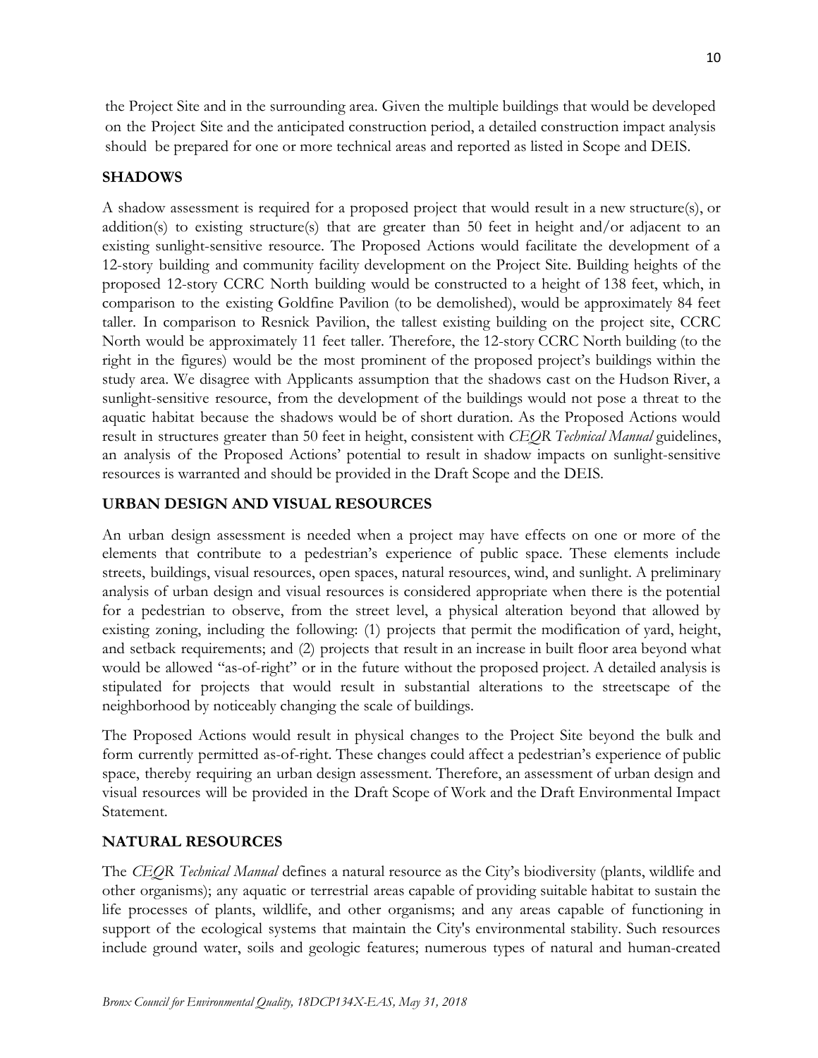the Project Site and in the surrounding area. Given the multiple buildings that would be developed on the Project Site and the anticipated construction period, a detailed construction impact analysis should be prepared for one or more technical areas and reported as listed in Scope and DEIS.

## SHADOWS

A shadow assessment is required for a proposed project that would result in a new structure(s), or addition(s) to existing structure(s) that are greater than 50 feet in height and/or adjacent to an existing sunlight-sensitive resource. The Proposed Actions would facilitate the development of a 12-story building and community facility development on the Project Site. Building heights of the proposed 12-story CCRC North building would be constructed to a height of 138 feet, which, in comparison to the existing Goldfine Pavilion (to be demolished), would be approximately 84 feet taller. In comparison to Resnick Pavilion, the tallest existing building on the project site, CCRC North would be approximately 11 feet taller. Therefore, the 12-story CCRC North building (to the right in the figures) would be the most prominent of the proposed project's buildings within the study area. We disagree with Applicants assumption that the shadows cast on the Hudson River, a sunlight-sensitive resource, from the development of the buildings would not pose a threat to the aquatic habitat because the shadows would be of short duration. As the Proposed Actions would result in structures greater than 50 feet in height, consistent with *CEQR Technical Manual* guidelines, an analysis of the Proposed Actions' potential to result in shadow impacts on sunlight-sensitive resources is warranted and should be provided in the Draft Scope and the DEIS.

## URBAN DESIGN AND VISUAL RESOURCES

An urban design assessment is needed when a project may have effects on one or more of the elements that contribute to a pedestrian's experience of public space. These elements include streets, buildings, visual resources, open spaces, natural resources, wind, and sunlight. A preliminary analysis of urban design and visual resources is considered appropriate when there is the potential for a pedestrian to observe, from the street level, a physical alteration beyond that allowed by existing zoning, including the following: (1) projects that permit the modification of yard, height, and setback requirements; and (2) projects that result in an increase in built floor area beyond what would be allowed "as-of-right" or in the future without the proposed project. A detailed analysis is stipulated for projects that would result in substantial alterations to the streetscape of the neighborhood by noticeably changing the scale of buildings.

The Proposed Actions would result in physical changes to the Project Site beyond the bulk and form currently permitted as-of-right. These changes could affect a pedestrian's experience of public space, thereby requiring an urban design assessment. Therefore, an assessment of urban design and visual resources will be provided in the Draft Scope of Work and the Draft Environmental Impact Statement.

## NATURAL RESOURCES

The *CEQR Technical Manual* defines a natural resource as the City's biodiversity (plants, wildlife and other organisms); any aquatic or terrestrial areas capable of providing suitable habitat to sustain the life processes of plants, wildlife, and other organisms; and any areas capable of functioning in support of the ecological systems that maintain the City's environmental stability. Such resources include ground water, soils and geologic features; numerous types of natural and human-created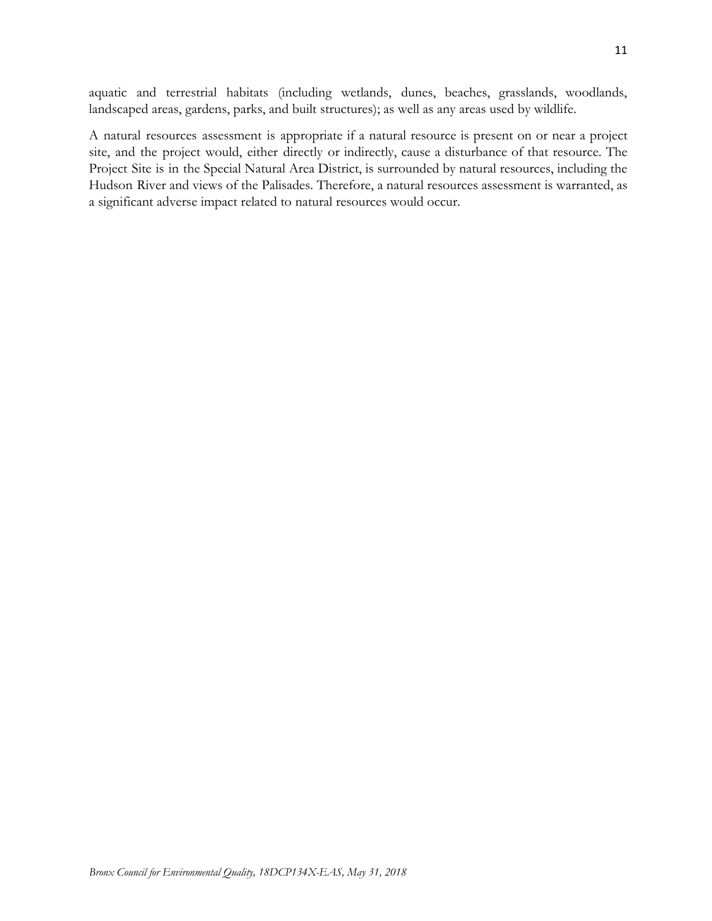aquatic and terrestrial habitats (including wetlands, dunes, beaches, grasslands, woodlands, landscaped areas, gardens, parks, and built structures); as well as any areas used by wildlife.

A natural resources assessment is appropriate if a natural resource is present on or near a project site, and the project would, either directly or indirectly, cause a disturbance of that resource. The Project Site is in the Special Natural Area District, is surrounded by natural resources, including the Hudson River and views of the Palisades. Therefore, a natural resources assessment is warranted, as a significant adverse impact related to natural resources would occur.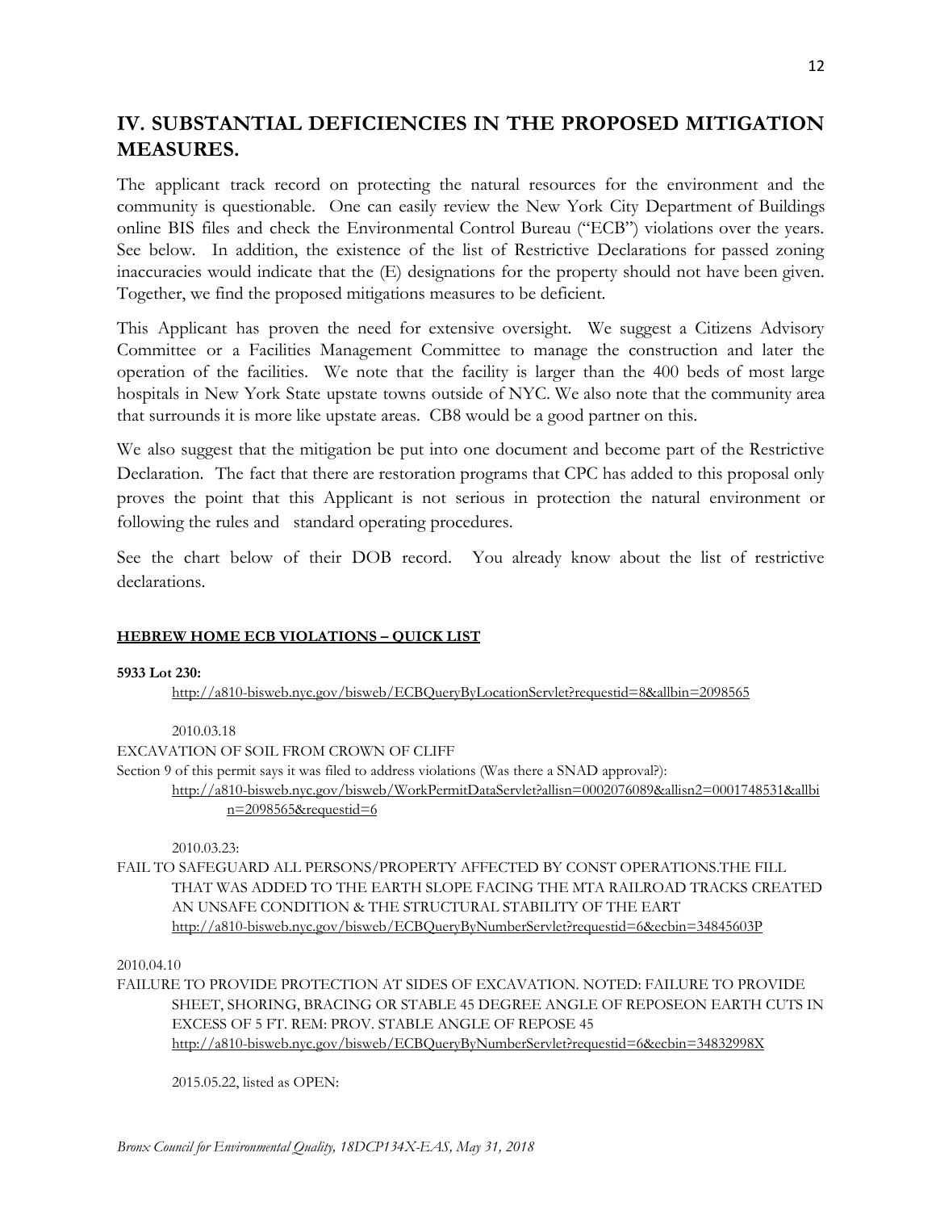## IV. SUBSTANTIAL DEFICIENCIES IN THE PROPOSED MITIGATION MEASURES.

The applicant track record on protecting the natural resources for the environment and the community is questionable. One can easily review the New York City Department of Buildings online BIS files and check the Environmental Control Bureau ("ECB") violations over the years. See below. In addition, the existence of the list of Restrictive Declarations for passed zoning inaccuracies would indicate that the (E) designations for the property should not have been given. Together, we find the proposed mitigations measures to be deficient.

This Applicant has proven the need for extensive oversight. We suggest a Citizens Advisory Committee or a Facilities Management Committee to manage the construction and later the operation of the facilities. We note that the facility is larger than the 400 beds of most large hospitals in New York State upstate towns outside of NYC. We also note that the community area that surrounds it is more like upstate areas. CB8 would be a good partner on this.

We also suggest that the mitigation be put into one document and become part of the Restrictive Declaration. The fact that there are restoration programs that CPC has added to this proposal only proves the point that this Applicant is not serious in protection the natural environment or following the rules and standard operating procedures.

See the chart below of their DOB record. You already know about the list of restrictive declarations.

**HEBREW HOME ECB VIOLATIONS – QUICK LIST**

**5933 Lot 230:**

http://a810-bisweb.nyc.gov/bisweb/ECBQueryByLocationServlet?requestid=8&allbin=2098565

2010.03.18

EXCAVATION OF SOIL FROM CROWN OF CLIFF

Section 9 of this permit says it was filed to address violations (Was there a SNAD approval?):

http://a810-bisweb.nyc.gov/bisweb/WorkPermitDataServlet?allisn=0002076089&allisn2=0001748531&allbin=2098565&requestid=6

2010.03.23:

FAIL TO SAFEGUARD ALL PERSONS/PROPERTY AFFECTED BY CONST OPERATIONS.THE FILL THAT WAS ADDED TO THE EARTH SLOPE FACING THE MTA RAILROAD TRACKS CREATED AN UNSAFE CONDITION & THE STRUCTURAL STABILITY OF THE EART

http://a810-bisweb.nyc.gov/bisweb/ECBQueryByNumberServlet?requestid=6&ecbin=34845603P

2010.04.10

FAILURE TO PROVIDE PROTECTION AT SIDES OF EXCAVATION. NOTED: FAILURE TO PROVIDE SHEET, SHORING, BRACING OR STABLE 45 DEGREE ANGLE OF REPOSEON EARTH CUTS IN EXCESS OF 5 FT. REM: PROV. STABLE ANGLE OF REPOSE 45

http://a810-bisweb.nyc.gov/bisweb/ECBQueryByNumberServlet?requestid=6&ecbin=34832998X

2015.05.22, listed as OPEN: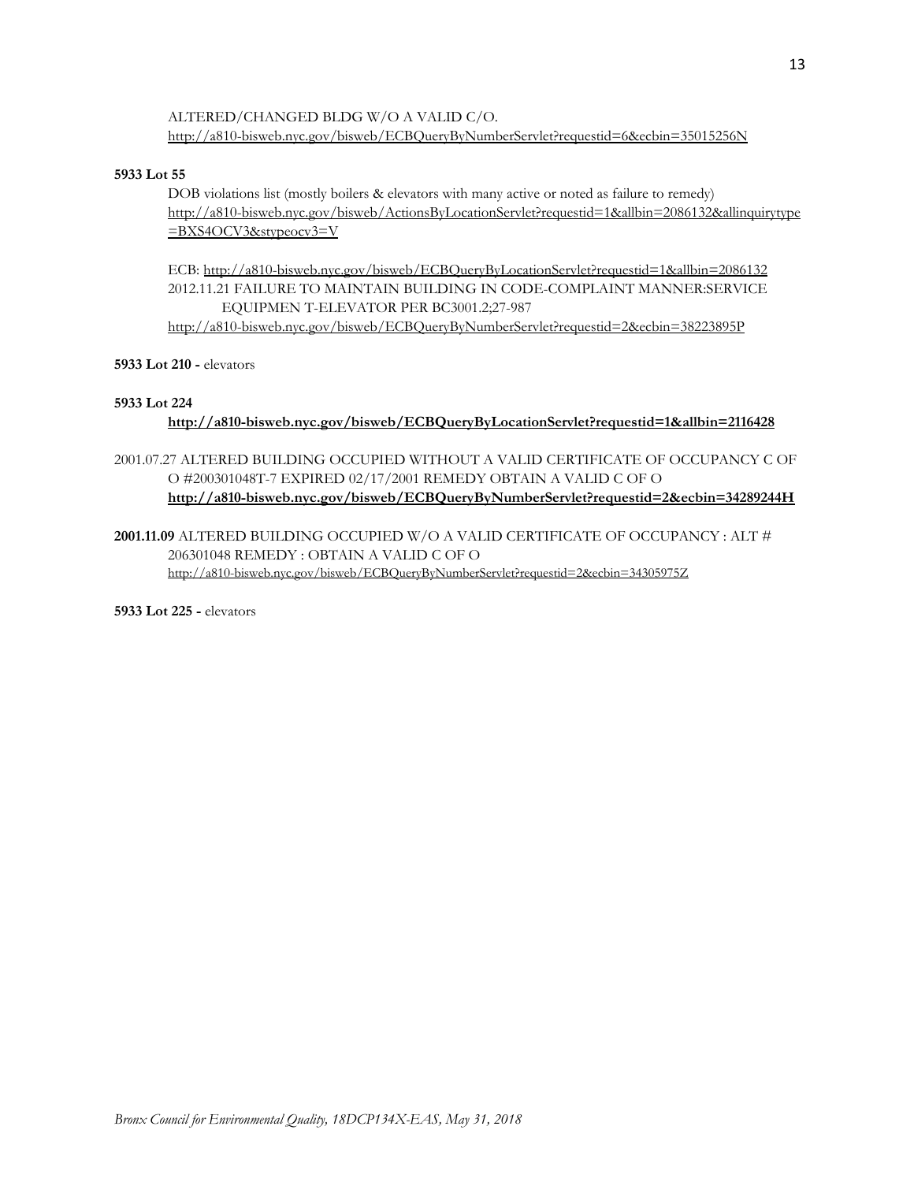ALTERED/CHANGED BLDG W/O A VALID C/O.
http://a810-bisweb.nyc.gov/bisweb/ECBQueryByNumberServlet?requestid=6&ecbin=35015256N

**5933 Lot 55**

DOB violations list (mostly boilers & elevators with many active or noted as failure to remedy)
http://a810-bisweb.nyc.gov/bisweb/ActionsByLocationServlet?requestid=1&allbin=2086132&allinquirytype=BXS4OCV3&stypeocv3=V

ECB: http://a810-bisweb.nyc.gov/bisweb/ECBQueryByLocationServlet?requestid=1&allbin=2086132
2012.11.21 FAILURE TO MAINTAIN BUILDING IN CODE-COMPLAINT MANNER:SERVICE EQUIPMEN T-ELEVATOR PER BC3001.2;27-987
http://a810-bisweb.nyc.gov/bisweb/ECBQueryByNumberServlet?requestid=2&ecbin=38223895P

**5933 Lot 210 -** elevators

**5933 Lot 224**

**http://a810-bisweb.nyc.gov/bisweb/ECBQueryByLocationServlet?requestid=1&allbin=2116428**

2001.07.27 ALTERED BUILDING OCCUPIED WITHOUT A VALID CERTIFICATE OF OCCUPANCY C OF O #200301048T-7 EXPIRED 02/17/2001 REMEDY OBTAIN A VALID C OF O
**http://a810-bisweb.nyc.gov/bisweb/ECBQueryByNumberServlet?requestid=2&ecbin=34289244H**

**2001.11.09** ALTERED BUILDING OCCUPIED W/O A VALID CERTIFICATE OF OCCUPANCY : ALT # 206301048 REMEDY : OBTAIN A VALID C OF O
http://a810-bisweb.nyc.gov/bisweb/ECBQueryByNumberServlet?requestid=2&ecbin=34305975Z

**5933 Lot 225 -** elevators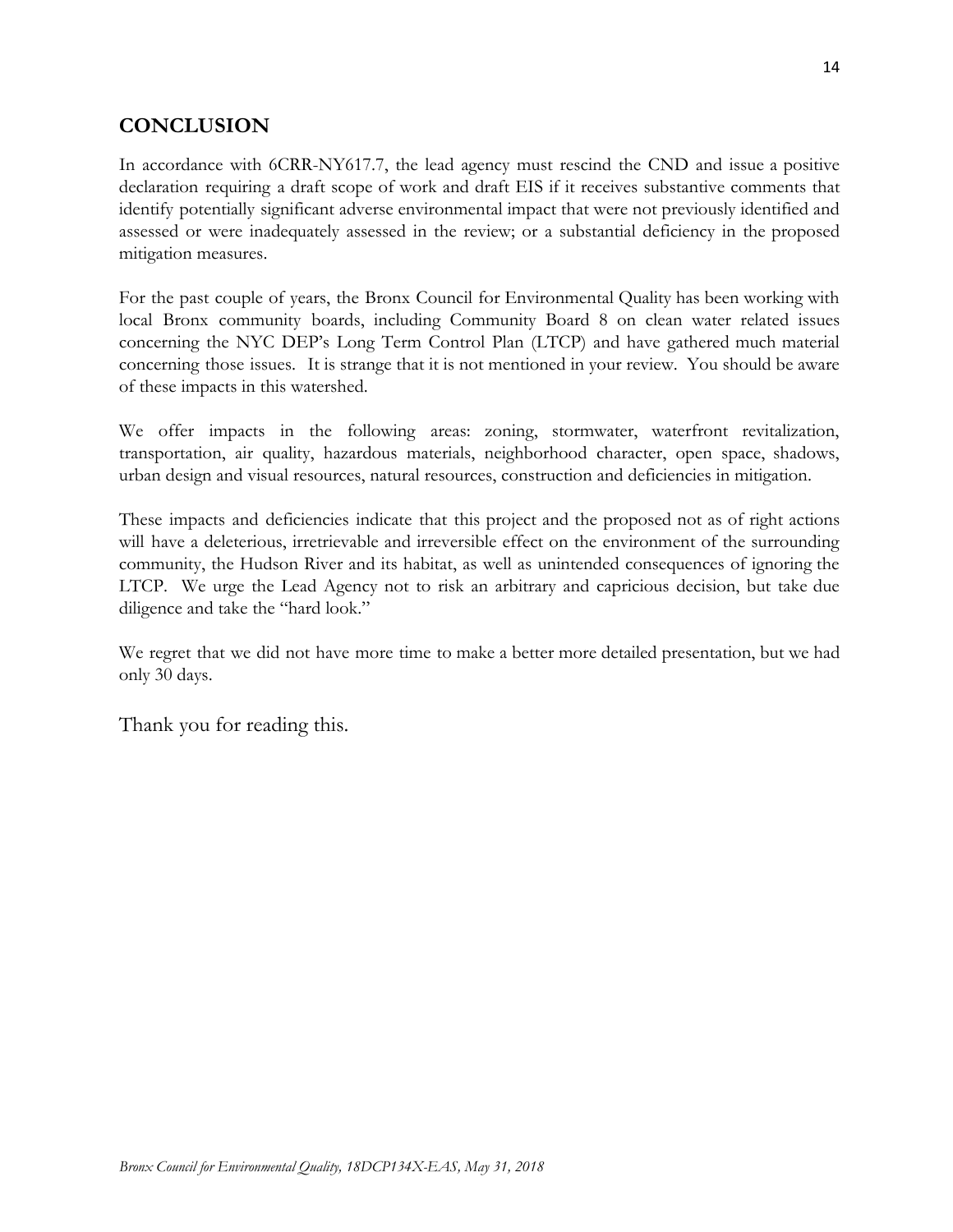## CONCLUSION

In accordance with 6CRR-NY617.7, the lead agency must rescind the CND and issue a positive declaration requiring a draft scope of work and draft EIS if it receives substantive comments that identify potentially significant adverse environmental impact that were not previously identified and assessed or were inadequately assessed in the review; or a substantial deficiency in the proposed mitigation measures.

For the past couple of years, the Bronx Council for Environmental Quality has been working with local Bronx community boards, including Community Board 8 on clean water related issues concerning the NYC DEP's Long Term Control Plan (LTCP) and have gathered much material concerning those issues. It is strange that it is not mentioned in your review. You should be aware of these impacts in this watershed.

We offer impacts in the following areas: zoning, stormwater, waterfront revitalization, transportation, air quality, hazardous materials, neighborhood character, open space, shadows, urban design and visual resources, natural resources, construction and deficiencies in mitigation.

These impacts and deficiencies indicate that this project and the proposed not as of right actions will have a deleterious, irretrievable and irreversible effect on the environment of the surrounding community, the Hudson River and its habitat, as well as unintended consequences of ignoring the LTCP. We urge the Lead Agency not to risk an arbitrary and capricious decision, but take due diligence and take the "hard look."

We regret that we did not have more time to make a better more detailed presentation, but we had only 30 days.

Thank you for reading this.